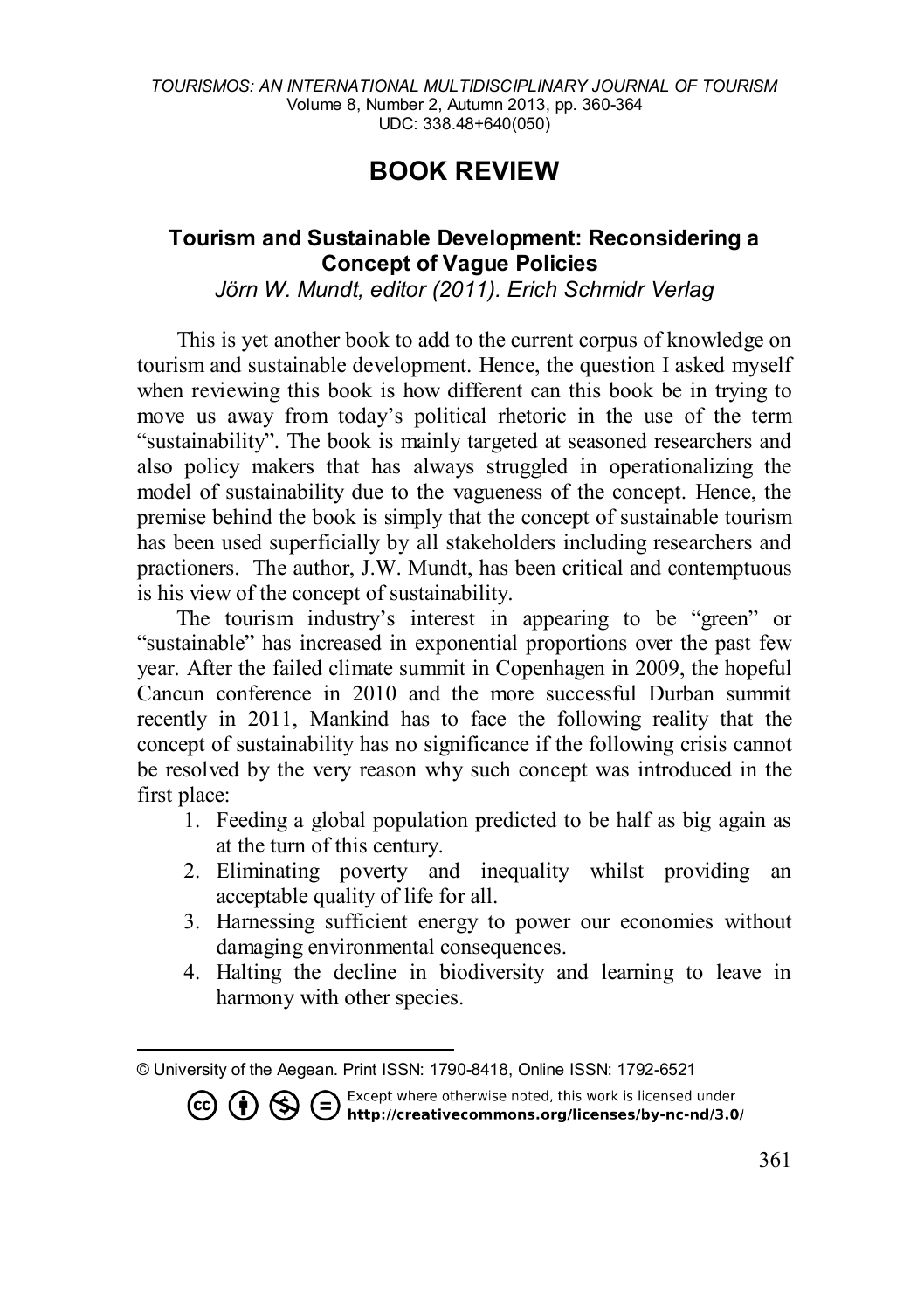# BOOK REVIEW

### Tourism and Sustainable Development: Reconsidering a Concept of Vague Policies

*Jörn W. Mundt, editor (2011). Erich Schmidr Verlag*

This is yet another book to add to the current corpus of knowledge on tourism and sustainable development. Hence, the question I asked myself when reviewing this book is how different can this book be in trying to move us away from today's political rhetoric in the use of the term "sustainability". The book is mainly targeted at seasoned researchers and also policy makers that has always struggled in operationalizing the model of sustainability due to the vagueness of the concept. Hence, the premise behind the book is simply that the concept of sustainable tourism has been used superficially by all stakeholders including researchers and practioners. The author, J.W. Mundt, has been critical and contemptuous is his view of the concept of sustainability.

The tourism industry's interest in appearing to be "green" or "sustainable" has increased in exponential proportions over the past few year. After the failed climate summit in Copenhagen in 2009, the hopeful Cancun conference in 2010 and the more successful Durban summit recently in 2011, Mankind has to face the following reality that the concept of sustainability has no significance if the following crisis cannot be resolved by the very reason why such concept was introduced in the first place:

1. Feeding a global population predicted to be half as big again as at the turn of this century.
2. Eliminating poverty and inequality whilst providing an acceptable quality of life for all.
3. Harnessing sufficient energy to power our economies without damaging environmental consequences.
4. Halting the decline in biodiversity and learning to leave in harmony with other species.

---

© University of the Aegean. Print ISSN: 1790-8418, Online ISSN: 1792-6521

Except where otherwise noted, this work is licensed under http://creativecommons.org/licenses/by-nc-nd/3.0/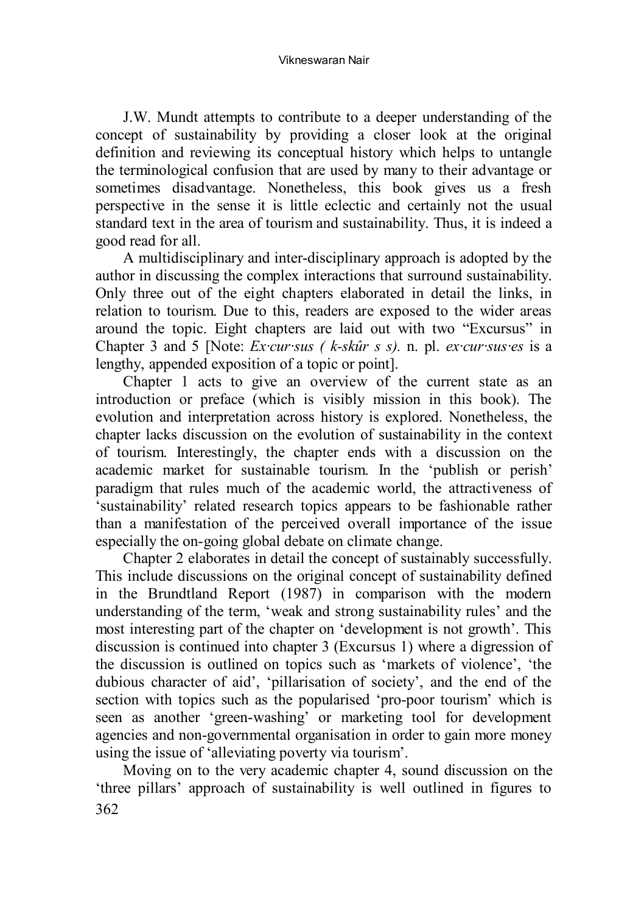J.W. Mundt attempts to contribute to a deeper understanding of the concept of sustainability by providing a closer look at the original definition and reviewing its conceptual history which helps to untangle the terminological confusion that are used by many to their advantage or sometimes disadvantage. Nonetheless, this book gives us a fresh perspective in the sense it is little eclectic and certainly not the usual standard text in the area of tourism and sustainability. Thus, it is indeed a good read for all.

A multidisciplinary and inter-disciplinary approach is adopted by the author in discussing the complex interactions that surround sustainability. Only three out of the eight chapters elaborated in detail the links, in relation to tourism. Due to this, readers are exposed to the wider areas around the topic. Eight chapters are laid out with two "Excursus" in Chapter 3 and 5 [Note: *Ex·cur·sus ( k-skûr s s).* n. pl. *ex·cur·sus·es* is a lengthy, appended exposition of a topic or point].

Chapter 1 acts to give an overview of the current state as an introduction or preface (which is visibly mission in this book). The evolution and interpretation across history is explored. Nonetheless, the chapter lacks discussion on the evolution of sustainability in the context of tourism. Interestingly, the chapter ends with a discussion on the academic market for sustainable tourism. In the 'publish or perish' paradigm that rules much of the academic world, the attractiveness of 'sustainability' related research topics appears to be fashionable rather than a manifestation of the perceived overall importance of the issue especially the on-going global debate on climate change.

Chapter 2 elaborates in detail the concept of sustainably successfully. This include discussions on the original concept of sustainability defined in the Brundtland Report (1987) in comparison with the modern understanding of the term, 'weak and strong sustainability rules' and the most interesting part of the chapter on 'development is not growth'. This discussion is continued into chapter 3 (Excursus 1) where a digression of the discussion is outlined on topics such as 'markets of violence', 'the dubious character of aid', 'pillarisation of society', and the end of the section with topics such as the popularised 'pro-poor tourism' which is seen as another 'green-washing' or marketing tool for development agencies and non-governmental organisation in order to gain more money using the issue of 'alleviating poverty via tourism'.

Moving on to the very academic chapter 4, sound discussion on the 'three pillars' approach of sustainability is well outlined in figures to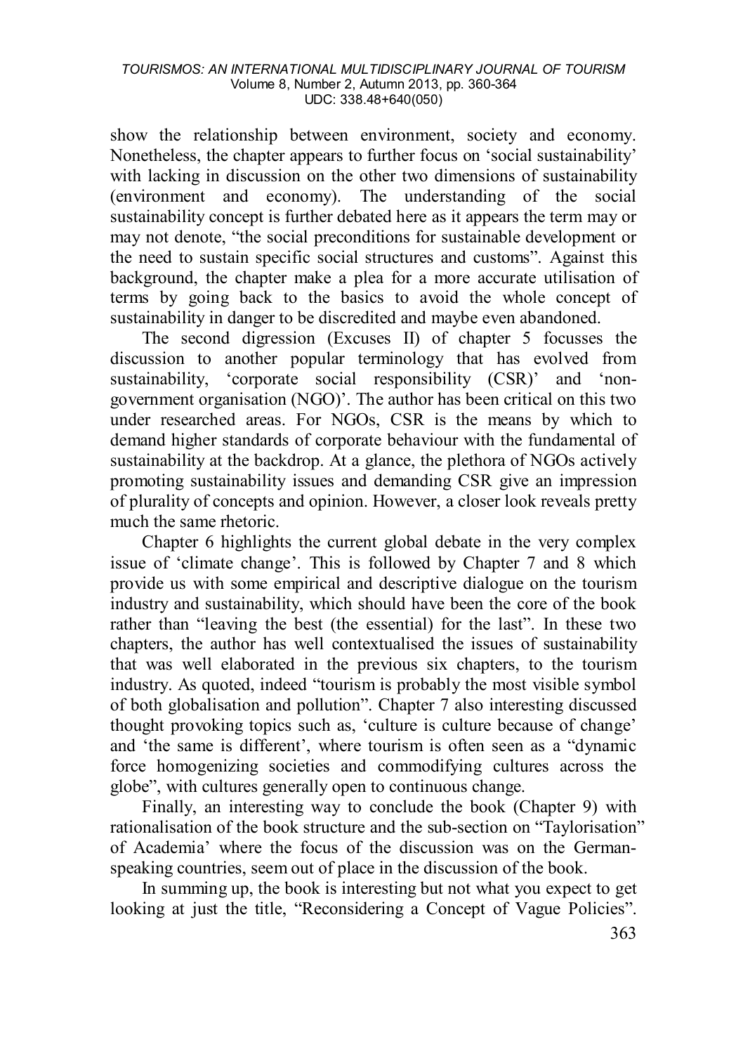show the relationship between environment, society and economy. Nonetheless, the chapter appears to further focus on 'social sustainability' with lacking in discussion on the other two dimensions of sustainability (environment and economy). The understanding of the social sustainability concept is further debated here as it appears the term may or may not denote, "the social preconditions for sustainable development or the need to sustain specific social structures and customs". Against this background, the chapter make a plea for a more accurate utilisation of terms by going back to the basics to avoid the whole concept of sustainability in danger to be discredited and maybe even abandoned.

The second digression (Excuses II) of chapter 5 focusses the discussion to another popular terminology that has evolved from sustainability, 'corporate social responsibility (CSR)' and 'non-government organisation (NGO)'. The author has been critical on this two under researched areas. For NGOs, CSR is the means by which to demand higher standards of corporate behaviour with the fundamental of sustainability at the backdrop. At a glance, the plethora of NGOs actively promoting sustainability issues and demanding CSR give an impression of plurality of concepts and opinion. However, a closer look reveals pretty much the same rhetoric.

Chapter 6 highlights the current global debate in the very complex issue of 'climate change'. This is followed by Chapter 7 and 8 which provide us with some empirical and descriptive dialogue on the tourism industry and sustainability, which should have been the core of the book rather than "leaving the best (the essential) for the last". In these two chapters, the author has well contextualised the issues of sustainability that was well elaborated in the previous six chapters, to the tourism industry. As quoted, indeed "tourism is probably the most visible symbol of both globalisation and pollution". Chapter 7 also interesting discussed thought provoking topics such as, 'culture is culture because of change' and 'the same is different', where tourism is often seen as a "dynamic force homogenizing societies and commodifying cultures across the globe", with cultures generally open to continuous change.

Finally, an interesting way to conclude the book (Chapter 9) with rationalisation of the book structure and the sub-section on "Taylorisation" of Academia' where the focus of the discussion was on the German-speaking countries, seem out of place in the discussion of the book.

In summing up, the book is interesting but not what you expect to get looking at just the title, "Reconsidering a Concept of Vague Policies".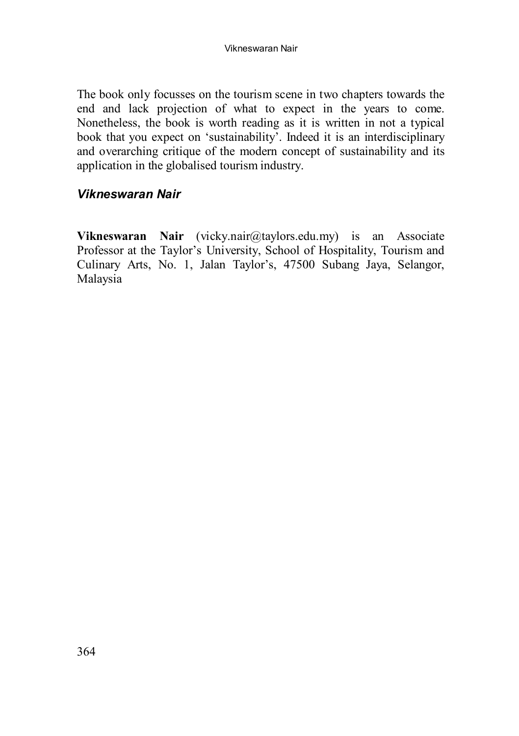The book only focusses on the tourism scene in two chapters towards the end and lack projection of what to expect in the years to come. Nonetheless, the book is worth reading as it is written in not a typical book that you expect on 'sustainability'. Indeed it is an interdisciplinary and overarching critique of the modern concept of sustainability and its application in the globalised tourism industry.

***Vikneswaran Nair***

**Vikneswaran Nair** (vicky.nair@taylors.edu.my) is an Associate Professor at the Taylor's University, School of Hospitality, Tourism and Culinary Arts, No. 1, Jalan Taylor's, 47500 Subang Jaya, Selangor, Malaysia